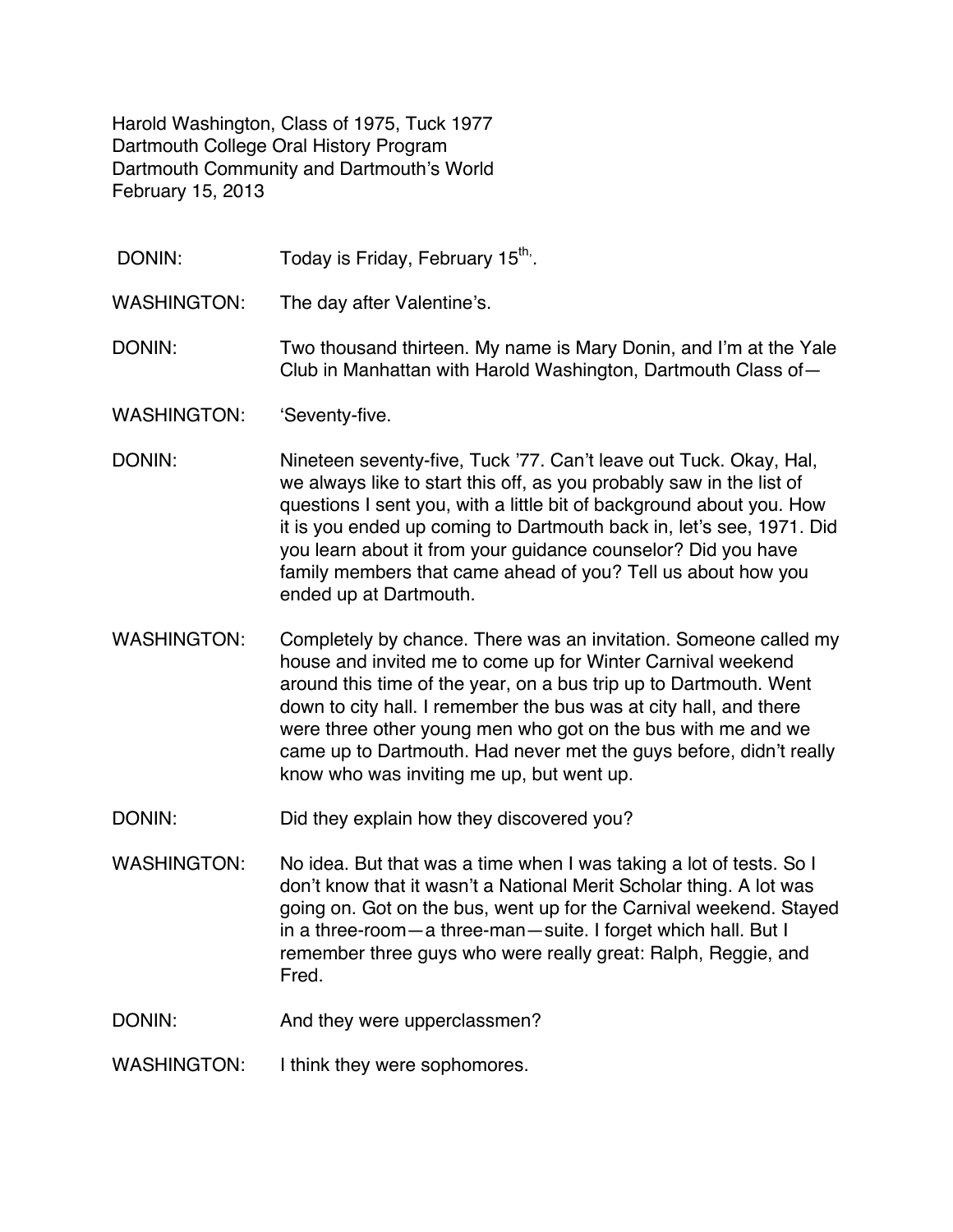Harold Washington, Class of 1975, Tuck 1977
Dartmouth College Oral History Program
Dartmouth Community and Dartmouth's World
February 15, 2013

DONIN: Today is Friday, February 15th.

WASHINGTON: The day after Valentine's.

DONIN: Two thousand thirteen. My name is Mary Donin, and I'm at the Yale Club in Manhattan with Harold Washington, Dartmouth Class of—

WASHINGTON: 'Seventy-five.

DONIN: Nineteen seventy-five, Tuck '77. Can't leave out Tuck. Okay, Hal, we always like to start this off, as you probably saw in the list of questions I sent you, with a little bit of background about you. How it is you ended up coming to Dartmouth back in, let's see, 1971. Did you learn about it from your guidance counselor? Did you have family members that came ahead of you? Tell us about how you ended up at Dartmouth.

WASHINGTON: Completely by chance. There was an invitation. Someone called my house and invited me to come up for Winter Carnival weekend around this time of the year, on a bus trip up to Dartmouth. Went down to city hall. I remember the bus was at city hall, and there were three other young men who got on the bus with me and we came up to Dartmouth. Had never met the guys before, didn't really know who was inviting me up, but went up.

DONIN: Did they explain how they discovered you?

WASHINGTON: No idea. But that was a time when I was taking a lot of tests. So I don't know that it wasn't a National Merit Scholar thing. A lot was going on. Got on the bus, went up for the Carnival weekend. Stayed in a three-room—a three-man—suite. I forget which hall. But I remember three guys who were really great: Ralph, Reggie, and Fred.

DONIN: And they were upperclassmen?

WASHINGTON: I think they were sophomores.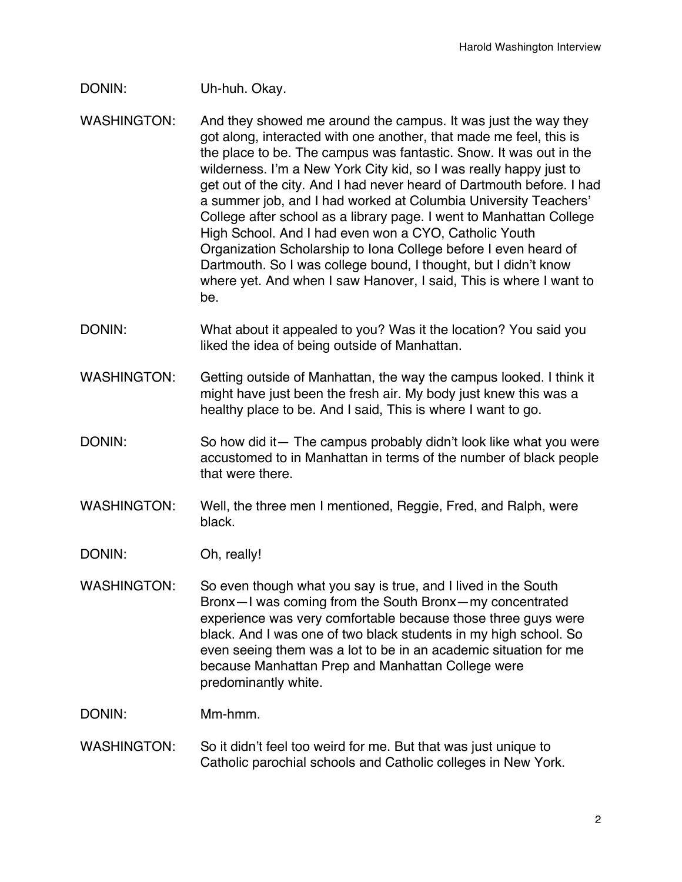DONIN: Uh-huh. Okay.

WASHINGTON: And they showed me around the campus. It was just the way they got along, interacted with one another, that made me feel, this is the place to be. The campus was fantastic. Snow. It was out in the wilderness. I'm a New York City kid, so I was really happy just to get out of the city. And I had never heard of Dartmouth before. I had a summer job, and I had worked at Columbia University Teachers' College after school as a library page. I went to Manhattan College High School. And I had even won a CYO, Catholic Youth Organization Scholarship to Iona College before I even heard of Dartmouth. So I was college bound, I thought, but I didn't know where yet. And when I saw Hanover, I said, This is where I want to be.

DONIN: What about it appealed to you? Was it the location? You said you liked the idea of being outside of Manhattan.

WASHINGTON: Getting outside of Manhattan, the way the campus looked. I think it might have just been the fresh air. My body just knew this was a healthy place to be. And I said, This is where I want to go.

DONIN: So how did it— The campus probably didn't look like what you were accustomed to in Manhattan in terms of the number of black people that were there.

WASHINGTON: Well, the three men I mentioned, Reggie, Fred, and Ralph, were black.

DONIN: Oh, really!

WASHINGTON: So even though what you say is true, and I lived in the South Bronx—I was coming from the South Bronx—my concentrated experience was very comfortable because those three guys were black. And I was one of two black students in my high school. So even seeing them was a lot to be in an academic situation for me because Manhattan Prep and Manhattan College were predominantly white.

DONIN: Mm-hmm.

WASHINGTON: So it didn't feel too weird for me. But that was just unique to Catholic parochial schools and Catholic colleges in New York.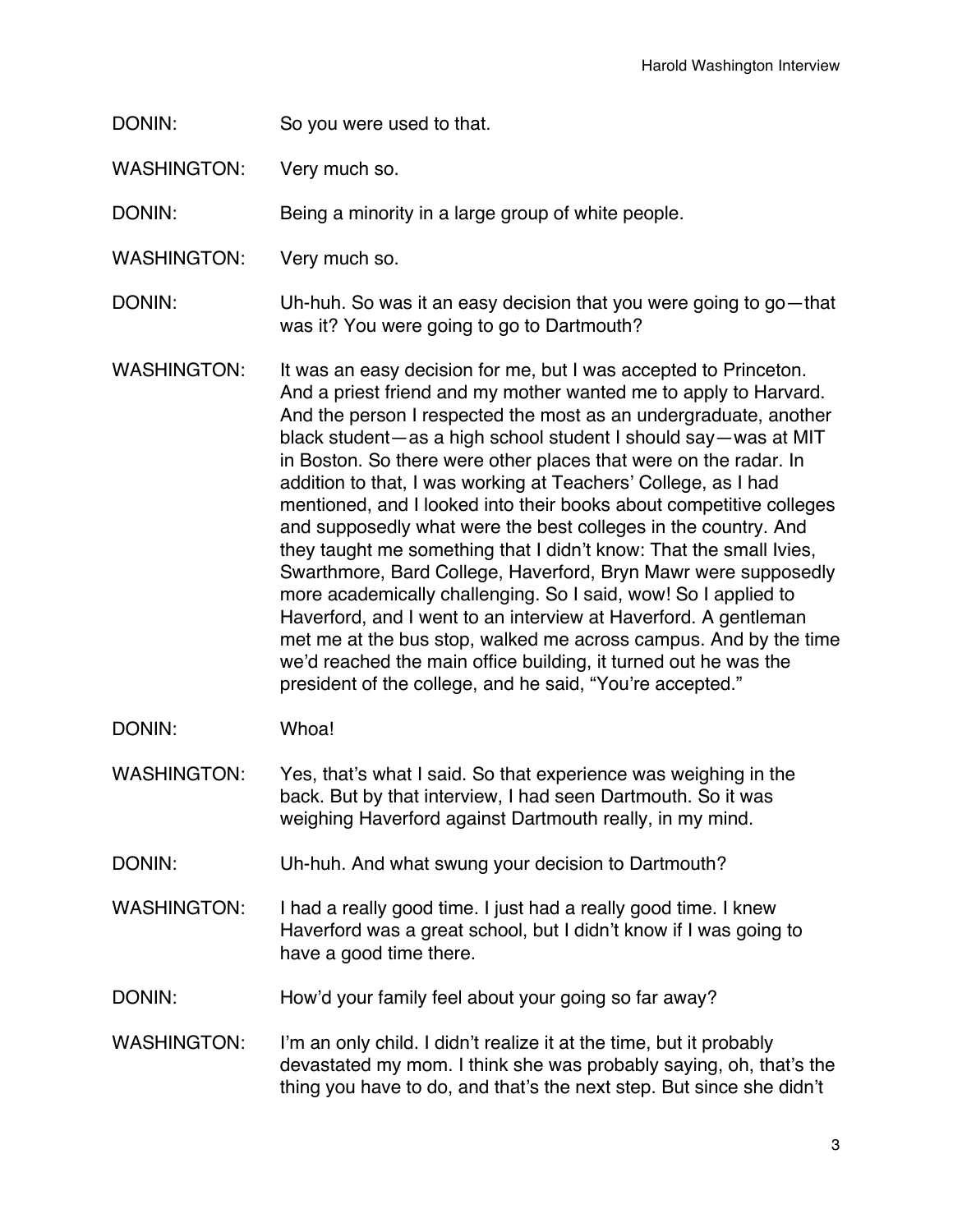DONIN: So you were used to that.

WASHINGTON: Very much so.

DONIN: Being a minority in a large group of white people.

WASHINGTON: Very much so.

DONIN: Uh-huh. So was it an easy decision that you were going to go—that was it? You were going to go to Dartmouth?

WASHINGTON: It was an easy decision for me, but I was accepted to Princeton. And a priest friend and my mother wanted me to apply to Harvard. And the person I respected the most as an undergraduate, another black student—as a high school student I should say—was at MIT in Boston. So there were other places that were on the radar. In addition to that, I was working at Teachers' College, as I had mentioned, and I looked into their books about competitive colleges and supposedly what were the best colleges in the country. And they taught me something that I didn't know: That the small Ivies, Swarthmore, Bard College, Haverford, Bryn Mawr were supposedly more academically challenging. So I said, wow! So I applied to Haverford, and I went to an interview at Haverford. A gentleman met me at the bus stop, walked me across campus. And by the time we'd reached the main office building, it turned out he was the president of the college, and he said, "You're accepted."

DONIN: Whoa!

WASHINGTON: Yes, that's what I said. So that experience was weighing in the back. But by that interview, I had seen Dartmouth. So it was weighing Haverford against Dartmouth really, in my mind.

DONIN: Uh-huh. And what swung your decision to Dartmouth?

WASHINGTON: I had a really good time. I just had a really good time. I knew Haverford was a great school, but I didn't know if I was going to have a good time there.

DONIN: How'd your family feel about your going so far away?

WASHINGTON: I'm an only child. I didn't realize it at the time, but it probably devastated my mom. I think she was probably saying, oh, that's the thing you have to do, and that's the next step. But since she didn't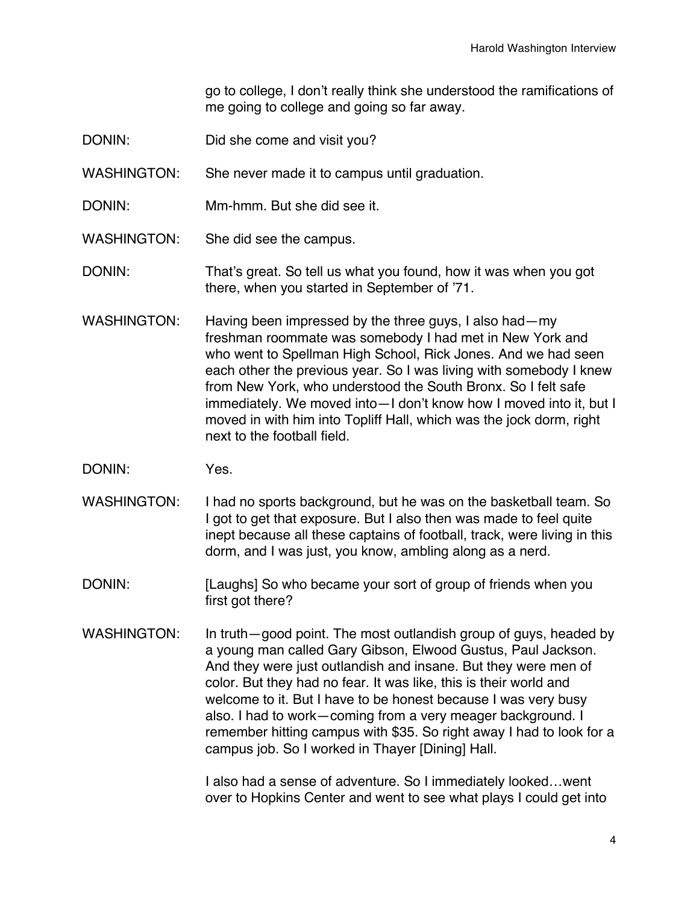go to college, I don't really think she understood the ramifications of me going to college and going so far away.

DONIN: Did she come and visit you?

WASHINGTON: She never made it to campus until graduation.

DONIN: Mm-hmm. But she did see it.

WASHINGTON: She did see the campus.

DONIN: That's great. So tell us what you found, how it was when you got there, when you started in September of '71.

WASHINGTON: Having been impressed by the three guys, I also had—my freshman roommate was somebody I had met in New York and who went to Spellman High School, Rick Jones. And we had seen each other the previous year. So I was living with somebody I knew from New York, who understood the South Bronx. So I felt safe immediately. We moved into—I don't know how I moved into it, but I moved in with him into Topliff Hall, which was the jock dorm, right next to the football field.

DONIN: Yes.

WASHINGTON: I had no sports background, but he was on the basketball team. So I got to get that exposure. But I also then was made to feel quite inept because all these captains of football, track, were living in this dorm, and I was just, you know, ambling along as a nerd.

DONIN: [Laughs] So who became your sort of group of friends when you first got there?

WASHINGTON: In truth—good point. The most outlandish group of guys, headed by a young man called Gary Gibson, Elwood Gustus, Paul Jackson. And they were just outlandish and insane. But they were men of color. But they had no fear. It was like, this is their world and welcome to it. But I have to be honest because I was very busy also. I had to work—coming from a very meager background. I remember hitting campus with $35. So right away I had to look for a campus job. So I worked in Thayer [Dining] Hall.

I also had a sense of adventure. So I immediately looked…went over to Hopkins Center and went to see what plays I could get into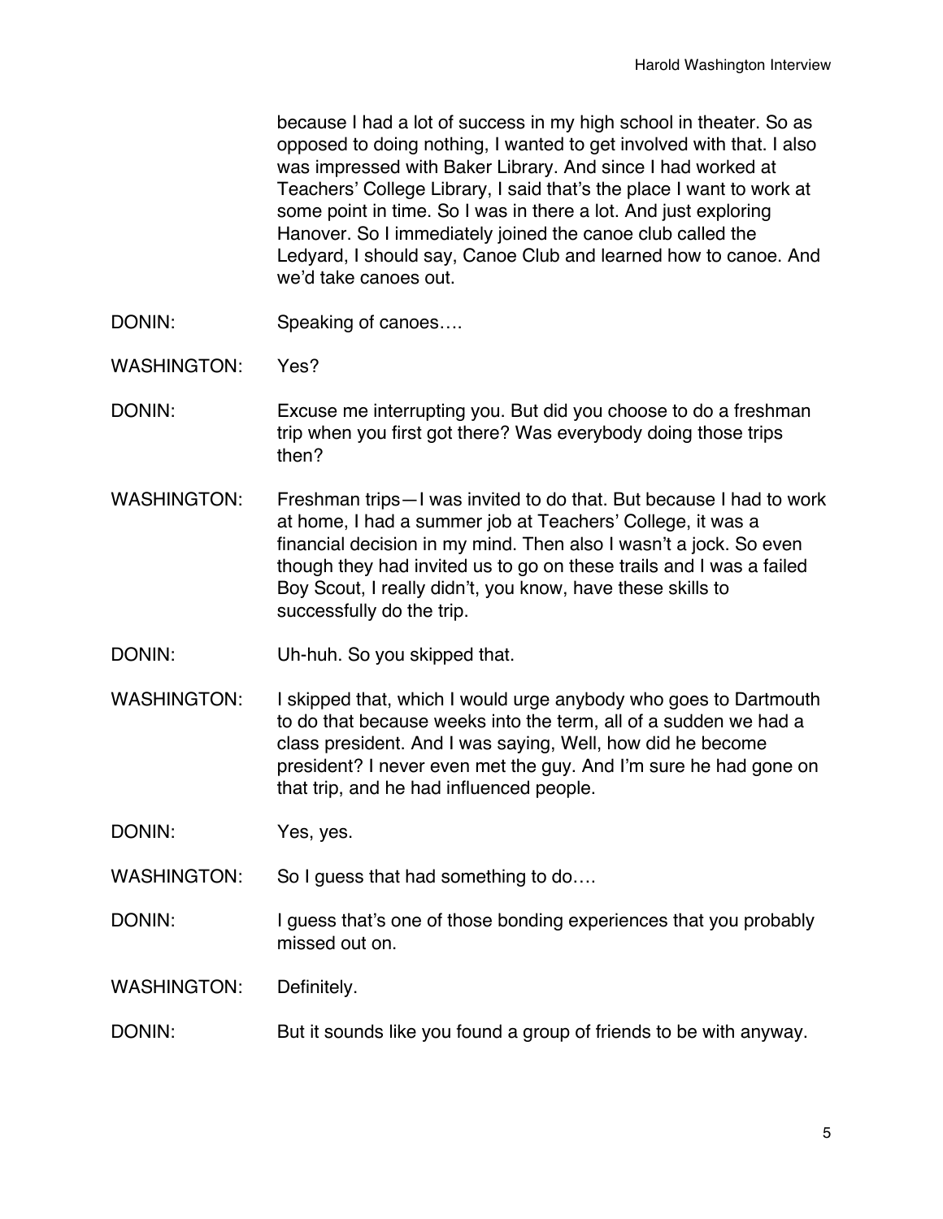because I had a lot of success in my high school in theater. So as opposed to doing nothing, I wanted to get involved with that. I also was impressed with Baker Library. And since I had worked at Teachers' College Library, I said that's the place I want to work at some point in time. So I was in there a lot. And just exploring Hanover. So I immediately joined the canoe club called the Ledyard, I should say, Canoe Club and learned how to canoe. And we'd take canoes out.

DONIN: Speaking of canoes….

WASHINGTON: Yes?

DONIN: Excuse me interrupting you. But did you choose to do a freshman trip when you first got there? Was everybody doing those trips then?

WASHINGTON: Freshman trips—I was invited to do that. But because I had to work at home, I had a summer job at Teachers' College, it was a financial decision in my mind. Then also I wasn't a jock. So even though they had invited us to go on these trails and I was a failed Boy Scout, I really didn't, you know, have these skills to successfully do the trip.

DONIN: Uh-huh. So you skipped that.

WASHINGTON: I skipped that, which I would urge anybody who goes to Dartmouth to do that because weeks into the term, all of a sudden we had a class president. And I was saying, Well, how did he become president? I never even met the guy. And I'm sure he had gone on that trip, and he had influenced people.

DONIN: Yes, yes.

WASHINGTON: So I guess that had something to do….

DONIN: I guess that's one of those bonding experiences that you probably missed out on.

WASHINGTON: Definitely.

DONIN: But it sounds like you found a group of friends to be with anyway.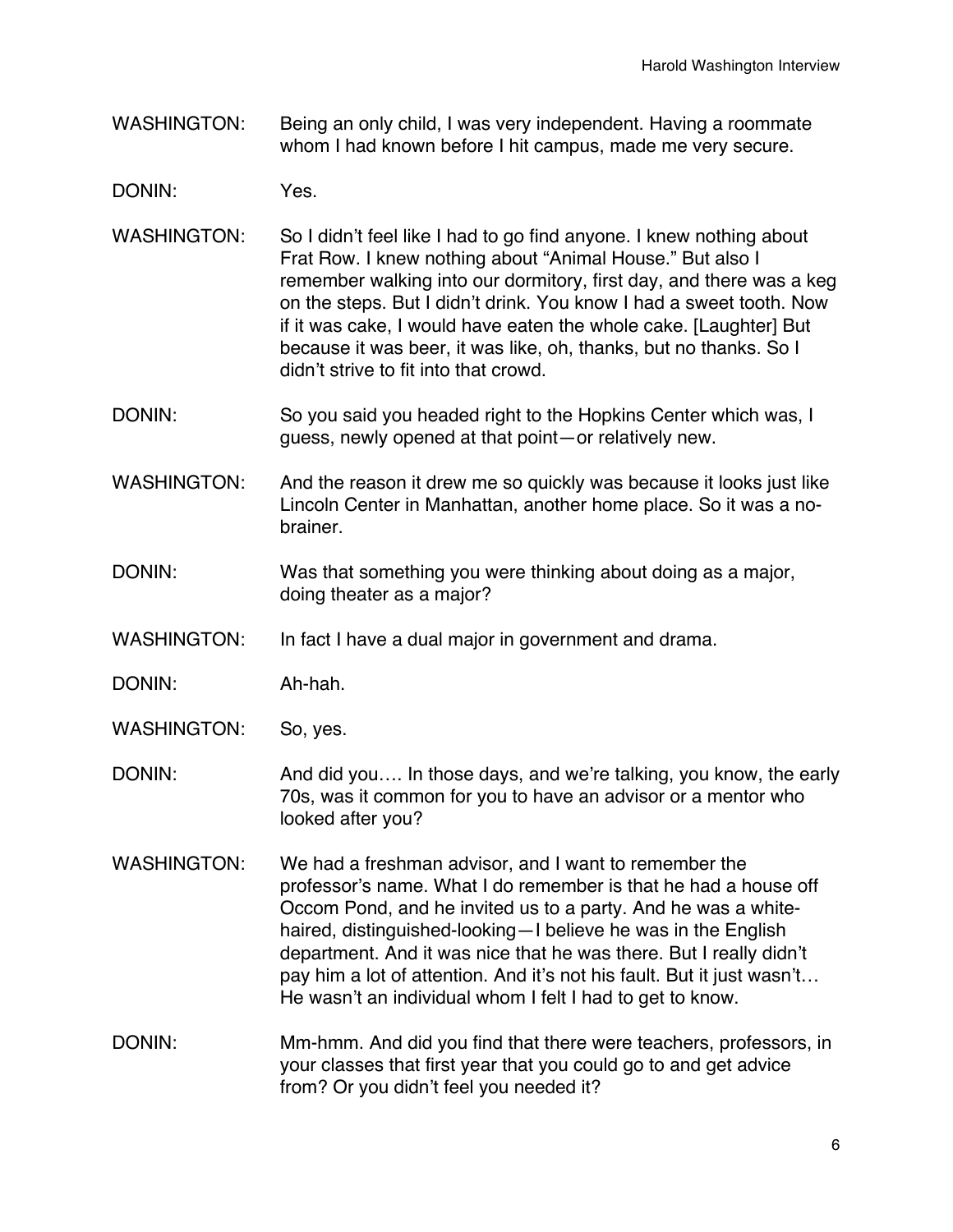WASHINGTON: Being an only child, I was very independent. Having a roommate whom I had known before I hit campus, made me very secure.

DONIN: Yes.

WASHINGTON: So I didn't feel like I had to go find anyone. I knew nothing about Frat Row. I knew nothing about "Animal House." But also I remember walking into our dormitory, first day, and there was a keg on the steps. But I didn't drink. You know I had a sweet tooth. Now if it was cake, I would have eaten the whole cake. [Laughter] But because it was beer, it was like, oh, thanks, but no thanks. So I didn't strive to fit into that crowd.

DONIN: So you said you headed right to the Hopkins Center which was, I guess, newly opened at that point—or relatively new.

WASHINGTON: And the reason it drew me so quickly was because it looks just like Lincoln Center in Manhattan, another home place. So it was a no-brainer.

DONIN: Was that something you were thinking about doing as a major, doing theater as a major?

WASHINGTON: In fact I have a dual major in government and drama.

DONIN: Ah-hah.

WASHINGTON: So, yes.

DONIN: And did you…. In those days, and we're talking, you know, the early 70s, was it common for you to have an advisor or a mentor who looked after you?

WASHINGTON: We had a freshman advisor, and I want to remember the professor's name. What I do remember is that he had a house off Occom Pond, and he invited us to a party. And he was a white-haired, distinguished-looking—I believe he was in the English department. And it was nice that he was there. But I really didn't pay him a lot of attention. And it's not his fault. But it just wasn't… He wasn't an individual whom I felt I had to get to know.

DONIN: Mm-hmm. And did you find that there were teachers, professors, in your classes that first year that you could go to and get advice from? Or you didn't feel you needed it?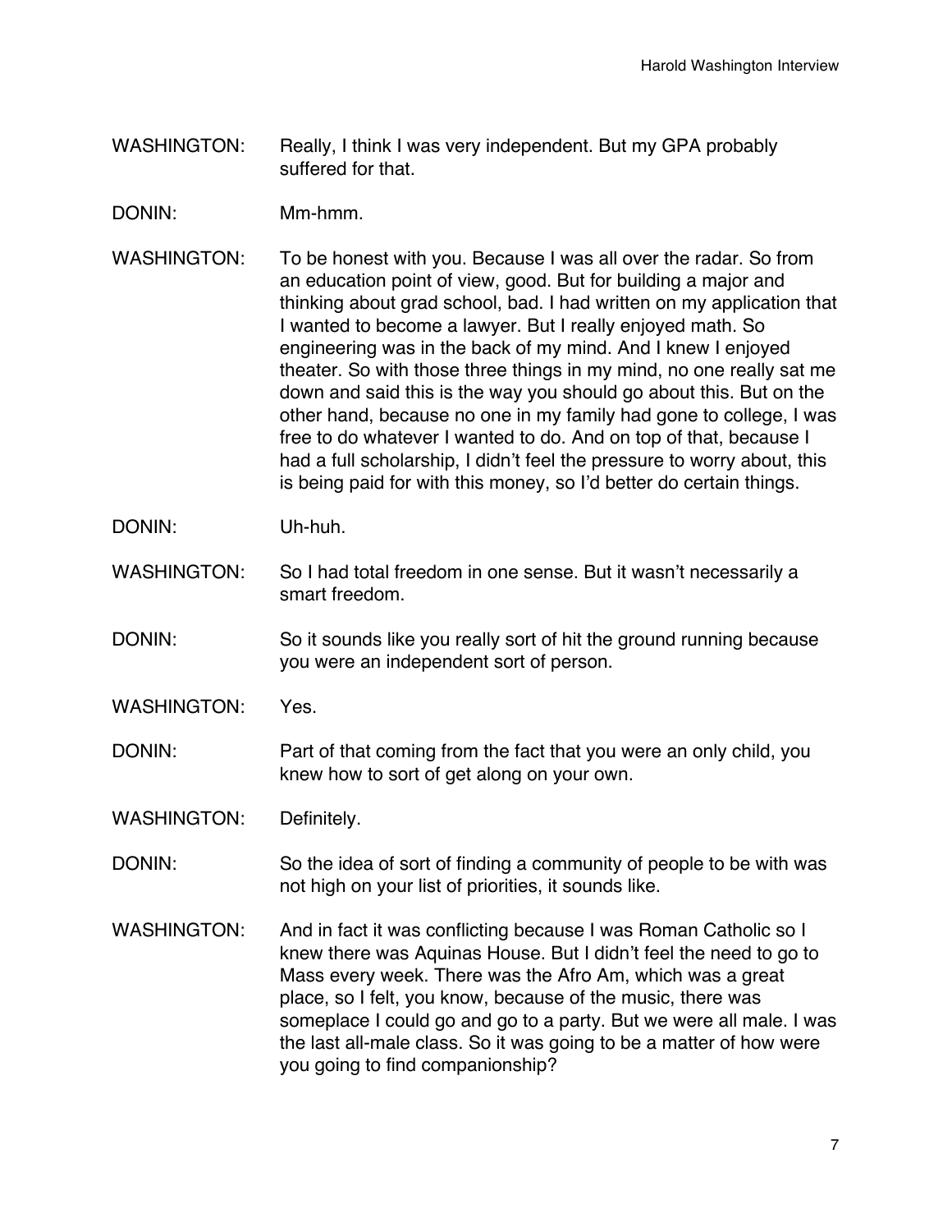WASHINGTON: Really, I think I was very independent. But my GPA probably suffered for that.

DONIN: Mm-hmm.

WASHINGTON: To be honest with you. Because I was all over the radar. So from an education point of view, good. But for building a major and thinking about grad school, bad. I had written on my application that I wanted to become a lawyer. But I really enjoyed math. So engineering was in the back of my mind. And I knew I enjoyed theater. So with those three things in my mind, no one really sat me down and said this is the way you should go about this. But on the other hand, because no one in my family had gone to college, I was free to do whatever I wanted to do. And on top of that, because I had a full scholarship, I didn't feel the pressure to worry about, this is being paid for with this money, so I'd better do certain things.

DONIN: Uh-huh.

WASHINGTON: So I had total freedom in one sense. But it wasn't necessarily a smart freedom.

DONIN: So it sounds like you really sort of hit the ground running because you were an independent sort of person.

WASHINGTON: Yes.

DONIN: Part of that coming from the fact that you were an only child, you knew how to sort of get along on your own.

WASHINGTON: Definitely.

DONIN: So the idea of sort of finding a community of people to be with was not high on your list of priorities, it sounds like.

WASHINGTON: And in fact it was conflicting because I was Roman Catholic so I knew there was Aquinas House. But I didn't feel the need to go to Mass every week. There was the Afro Am, which was a great place, so I felt, you know, because of the music, there was someplace I could go and go to a party. But we were all male. I was the last all-male class. So it was going to be a matter of how were you going to find companionship?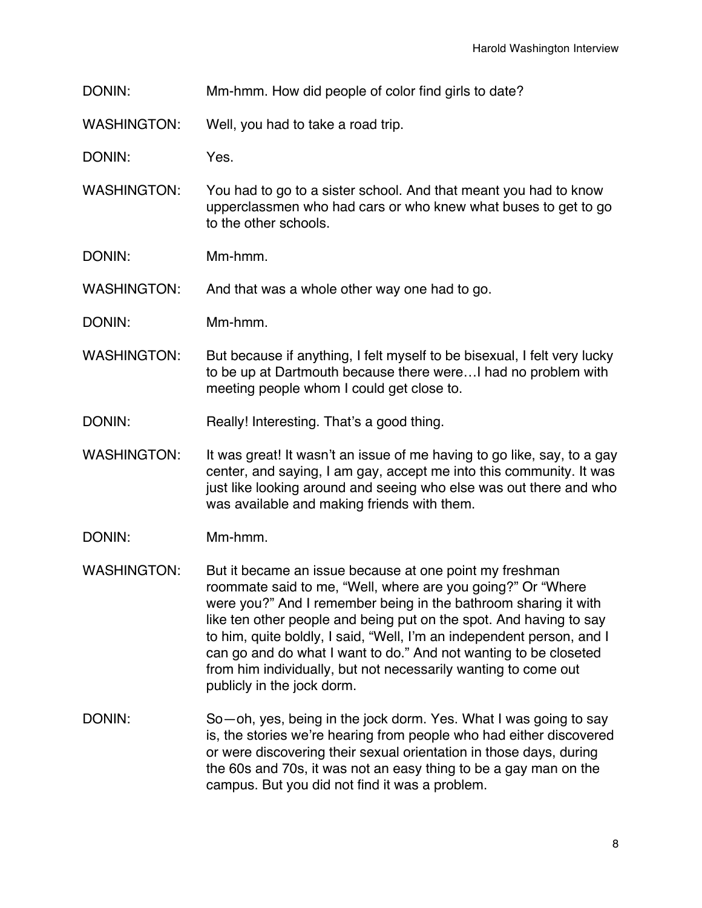DONIN: Mm-hmm. How did people of color find girls to date?

WASHINGTON: Well, you had to take a road trip.

DONIN: Yes.

WASHINGTON: You had to go to a sister school. And that meant you had to know upperclassmen who had cars or who knew what buses to get to go to the other schools.

DONIN: Mm-hmm.

WASHINGTON: And that was a whole other way one had to go.

DONIN: Mm-hmm.

WASHINGTON: But because if anything, I felt myself to be bisexual, I felt very lucky to be up at Dartmouth because there were…I had no problem with meeting people whom I could get close to.

DONIN: Really! Interesting. That's a good thing.

WASHINGTON: It was great! It wasn't an issue of me having to go like, say, to a gay center, and saying, I am gay, accept me into this community. It was just like looking around and seeing who else was out there and who was available and making friends with them.

DONIN: Mm-hmm.

WASHINGTON: But it became an issue because at one point my freshman roommate said to me, "Well, where are you going?" Or "Where were you?" And I remember being in the bathroom sharing it with like ten other people and being put on the spot. And having to say to him, quite boldly, I said, "Well, I'm an independent person, and I can go and do what I want to do." And not wanting to be closeted from him individually, but not necessarily wanting to come out publicly in the jock dorm.

DONIN: So—oh, yes, being in the jock dorm. Yes. What I was going to say is, the stories we're hearing from people who had either discovered or were discovering their sexual orientation in those days, during the 60s and 70s, it was not an easy thing to be a gay man on the campus. But you did not find it was a problem.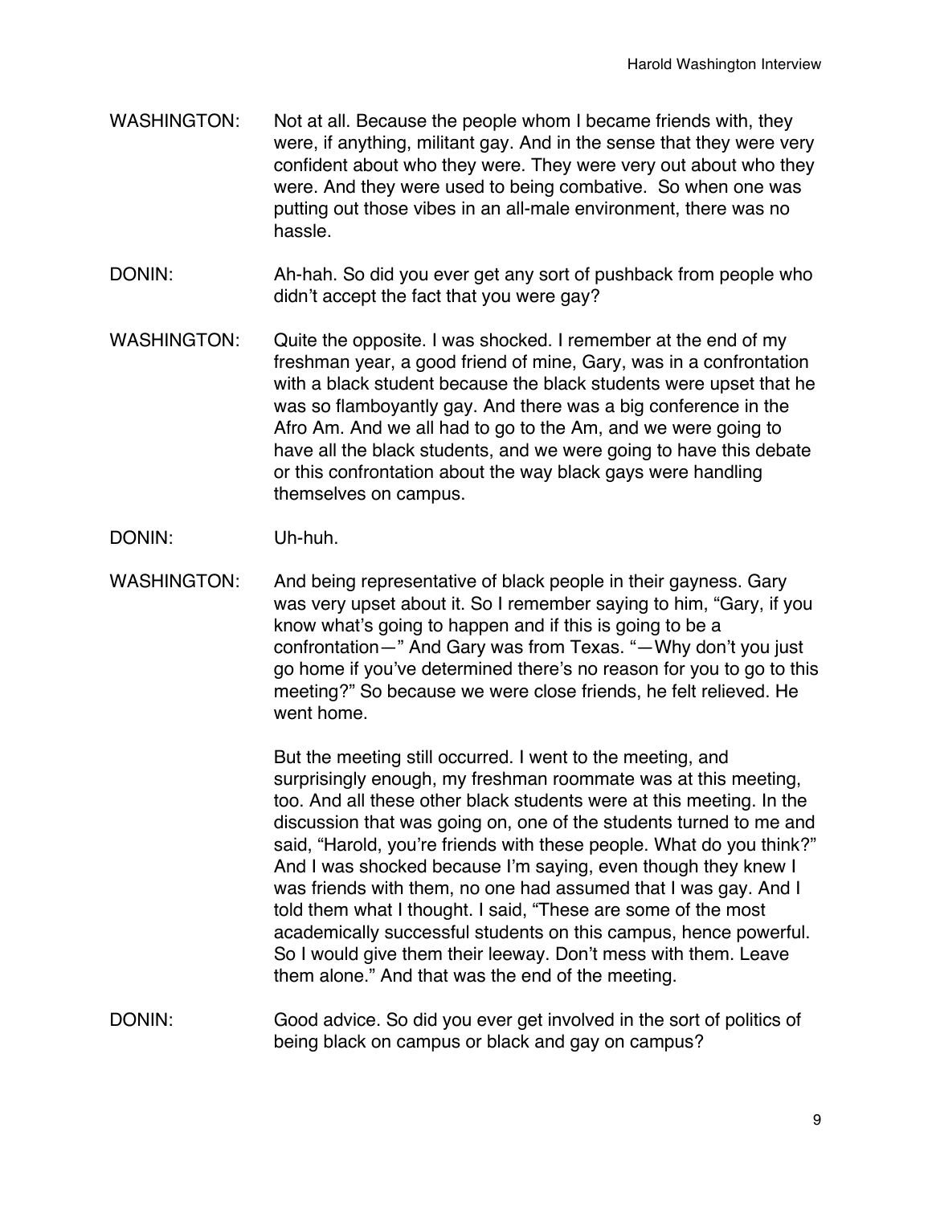WASHINGTON: Not at all. Because the people whom I became friends with, they were, if anything, militant gay. And in the sense that they were very confident about who they were. They were very out about who they were. And they were used to being combative. So when one was putting out those vibes in an all-male environment, there was no hassle.

DONIN: Ah-hah. So did you ever get any sort of pushback from people who didn't accept the fact that you were gay?

WASHINGTON: Quite the opposite. I was shocked. I remember at the end of my freshman year, a good friend of mine, Gary, was in a confrontation with a black student because the black students were upset that he was so flamboyantly gay. And there was a big conference in the Afro Am. And we all had to go to the Am, and we were going to have all the black students, and we were going to have this debate or this confrontation about the way black gays were handling themselves on campus.

DONIN: Uh-huh.

WASHINGTON: And being representative of black people in their gayness. Gary was very upset about it. So I remember saying to him, "Gary, if you know what's going to happen and if this is going to be a confrontation—" And Gary was from Texas. "—Why don't you just go home if you've determined there's no reason for you to go to this meeting?" So because we were close friends, he felt relieved. He went home.

But the meeting still occurred. I went to the meeting, and surprisingly enough, my freshman roommate was at this meeting, too. And all these other black students were at this meeting. In the discussion that was going on, one of the students turned to me and said, "Harold, you're friends with these people. What do you think?" And I was shocked because I'm saying, even though they knew I was friends with them, no one had assumed that I was gay. And I told them what I thought. I said, "These are some of the most academically successful students on this campus, hence powerful. So I would give them their leeway. Don't mess with them. Leave them alone." And that was the end of the meeting.

DONIN: Good advice. So did you ever get involved in the sort of politics of being black on campus or black and gay on campus?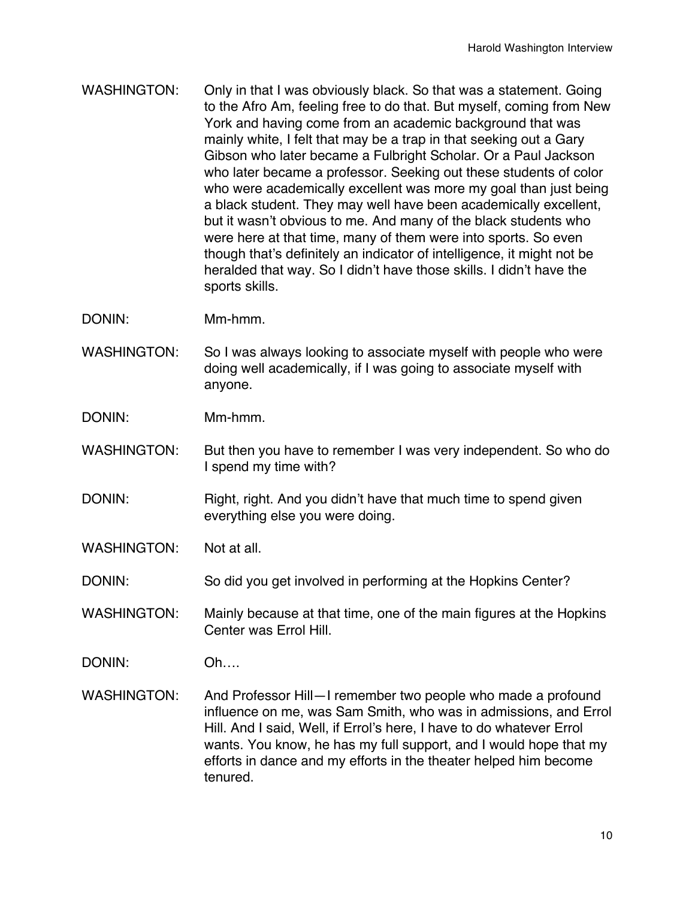WASHINGTON: Only in that I was obviously black. So that was a statement. Going to the Afro Am, feeling free to do that. But myself, coming from New York and having come from an academic background that was mainly white, I felt that may be a trap in that seeking out a Gary Gibson who later became a Fulbright Scholar. Or a Paul Jackson who later became a professor. Seeking out these students of color who were academically excellent was more my goal than just being a black student. They may well have been academically excellent, but it wasn't obvious to me. And many of the black students who were here at that time, many of them were into sports. So even though that's definitely an indicator of intelligence, it might not be heralded that way. So I didn't have those skills. I didn't have the sports skills.

DONIN: Mm-hmm.

WASHINGTON: So I was always looking to associate myself with people who were doing well academically, if I was going to associate myself with anyone.

DONIN: Mm-hmm.

WASHINGTON: But then you have to remember I was very independent. So who do I spend my time with?

DONIN: Right, right. And you didn't have that much time to spend given everything else you were doing.

WASHINGTON: Not at all.

DONIN: So did you get involved in performing at the Hopkins Center?

WASHINGTON: Mainly because at that time, one of the main figures at the Hopkins Center was Errol Hill.

DONIN: Oh….

WASHINGTON: And Professor Hill—I remember two people who made a profound influence on me, was Sam Smith, who was in admissions, and Errol Hill. And I said, Well, if Errol's here, I have to do whatever Errol wants. You know, he has my full support, and I would hope that my efforts in dance and my efforts in the theater helped him become tenured.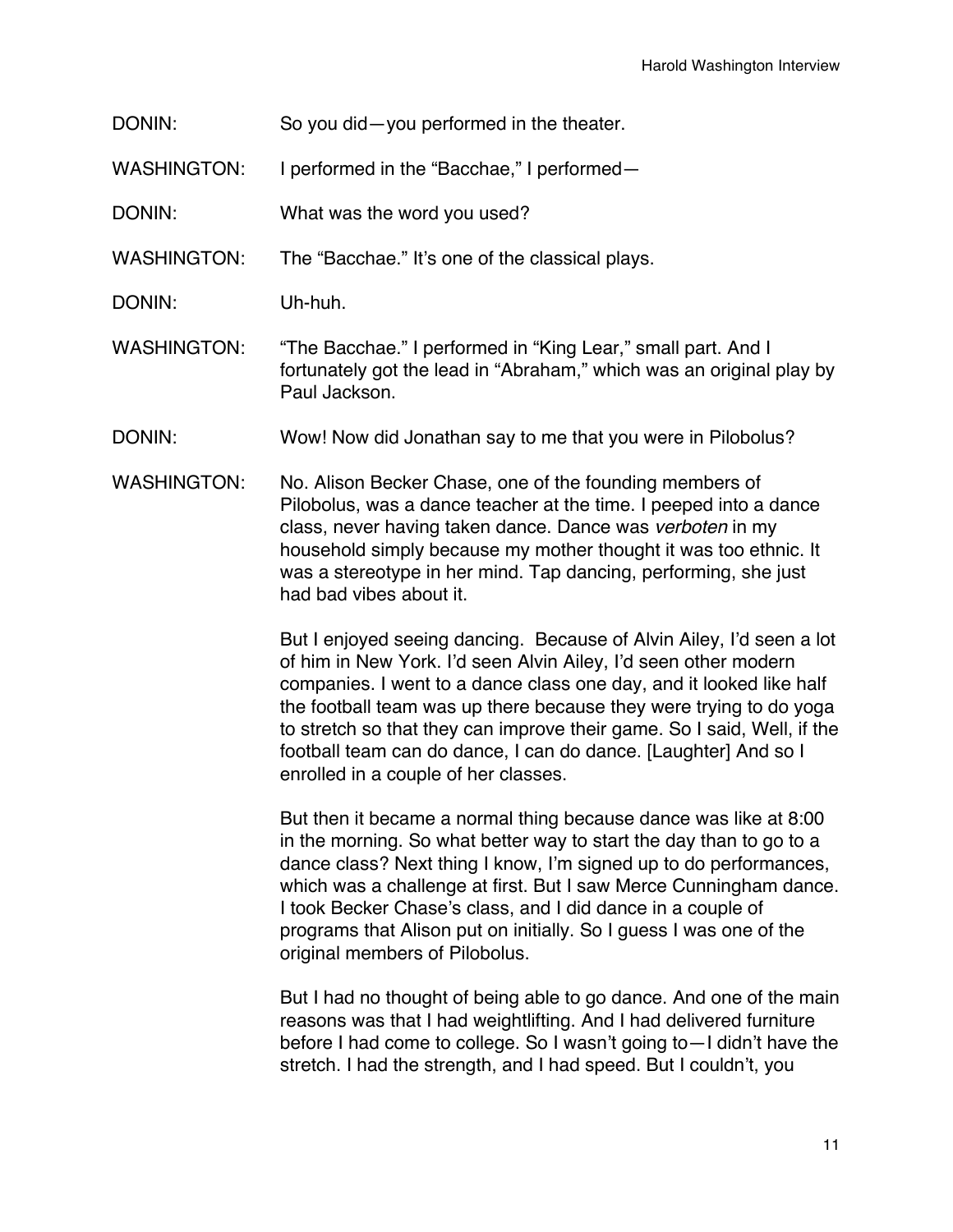DONIN: So you did—you performed in the theater.

WASHINGTON: I performed in the "Bacchae," I performed—

DONIN: What was the word you used?

WASHINGTON: The "Bacchae." It's one of the classical plays.

DONIN: Uh-huh.

WASHINGTON: "The Bacchae." I performed in "King Lear," small part. And I fortunately got the lead in "Abraham," which was an original play by Paul Jackson.

DONIN: Wow! Now did Jonathan say to me that you were in Pilobolus?

WASHINGTON: No. Alison Becker Chase, one of the founding members of Pilobolus, was a dance teacher at the time. I peeped into a dance class, never having taken dance. Dance was *verboten* in my household simply because my mother thought it was too ethnic. It was a stereotype in her mind. Tap dancing, performing, she just had bad vibes about it.

But I enjoyed seeing dancing. Because of Alvin Ailey, I'd seen a lot of him in New York. I'd seen Alvin Ailey, I'd seen other modern companies. I went to a dance class one day, and it looked like half the football team was up there because they were trying to do yoga to stretch so that they can improve their game. So I said, Well, if the football team can do dance, I can do dance. [Laughter] And so I enrolled in a couple of her classes.

But then it became a normal thing because dance was like at 8:00 in the morning. So what better way to start the day than to go to a dance class? Next thing I know, I'm signed up to do performances, which was a challenge at first. But I saw Merce Cunningham dance. I took Becker Chase's class, and I did dance in a couple of programs that Alison put on initially. So I guess I was one of the original members of Pilobolus.

But I had no thought of being able to go dance. And one of the main reasons was that I had weightlifting. And I had delivered furniture before I had come to college. So I wasn't going to—I didn't have the stretch. I had the strength, and I had speed. But I couldn't, you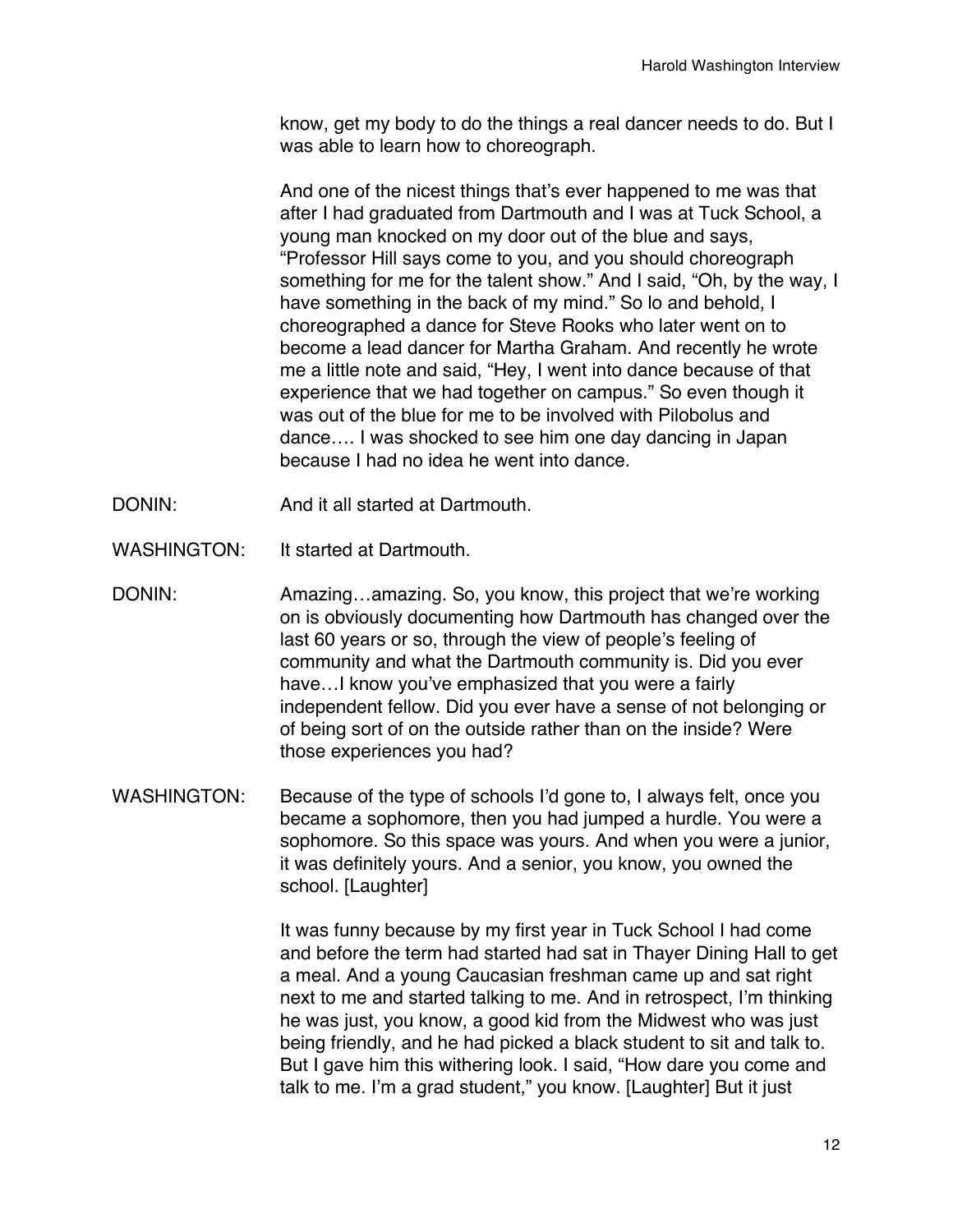know, get my body to do the things a real dancer needs to do. But I was able to learn how to choreograph.

And one of the nicest things that's ever happened to me was that after I had graduated from Dartmouth and I was at Tuck School, a young man knocked on my door out of the blue and says, "Professor Hill says come to you, and you should choreograph something for me for the talent show." And I said, "Oh, by the way, I have something in the back of my mind." So lo and behold, I choreographed a dance for Steve Rooks who later went on to become a lead dancer for Martha Graham. And recently he wrote me a little note and said, "Hey, I went into dance because of that experience that we had together on campus." So even though it was out of the blue for me to be involved with Pilobolus and dance…. I was shocked to see him one day dancing in Japan because I had no idea he went into dance.

DONIN: And it all started at Dartmouth.

WASHINGTON: It started at Dartmouth.

DONIN: Amazing…amazing. So, you know, this project that we're working on is obviously documenting how Dartmouth has changed over the last 60 years or so, through the view of people's feeling of community and what the Dartmouth community is. Did you ever have…I know you've emphasized that you were a fairly independent fellow. Did you ever have a sense of not belonging or of being sort of on the outside rather than on the inside? Were those experiences you had?

WASHINGTON: Because of the type of schools I'd gone to, I always felt, once you became a sophomore, then you had jumped a hurdle. You were a sophomore. So this space was yours. And when you were a junior, it was definitely yours. And a senior, you know, you owned the school. [Laughter]

It was funny because by my first year in Tuck School I had come and before the term had started had sat in Thayer Dining Hall to get a meal. And a young Caucasian freshman came up and sat right next to me and started talking to me. And in retrospect, I'm thinking he was just, you know, a good kid from the Midwest who was just being friendly, and he had picked a black student to sit and talk to. But I gave him this withering look. I said, "How dare you come and talk to me. I'm a grad student," you know. [Laughter] But it just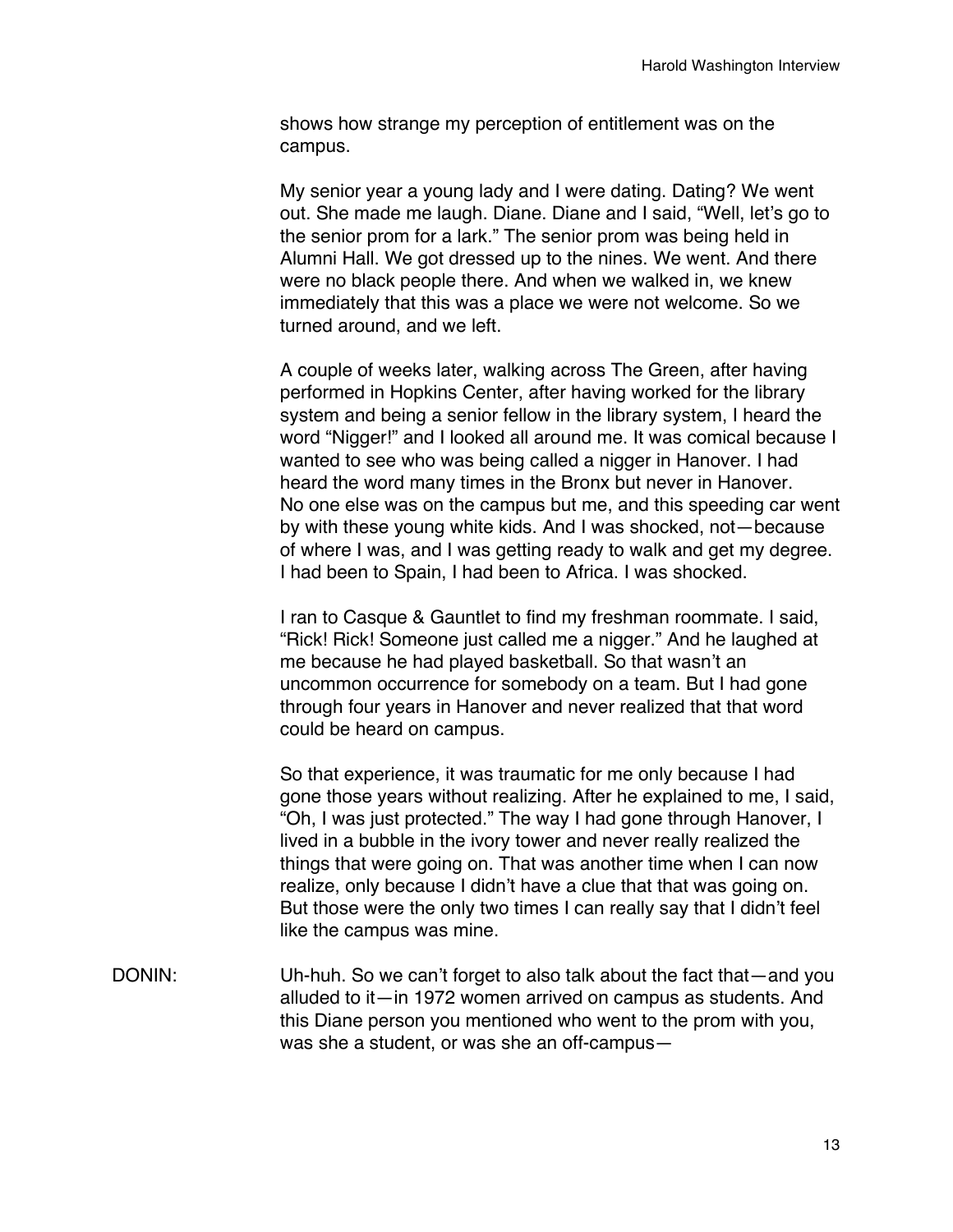shows how strange my perception of entitlement was on the campus.

My senior year a young lady and I were dating. Dating? We went out. She made me laugh. Diane. Diane and I said, "Well, let's go to the senior prom for a lark." The senior prom was being held in Alumni Hall. We got dressed up to the nines. We went. And there were no black people there. And when we walked in, we knew immediately that this was a place we were not welcome. So we turned around, and we left.

A couple of weeks later, walking across The Green, after having performed in Hopkins Center, after having worked for the library system and being a senior fellow in the library system, I heard the word "Nigger!" and I looked all around me. It was comical because I wanted to see who was being called a nigger in Hanover. I had heard the word many times in the Bronx but never in Hanover. No one else was on the campus but me, and this speeding car went by with these young white kids. And I was shocked, not—because of where I was, and I was getting ready to walk and get my degree. I had been to Spain, I had been to Africa. I was shocked.

I ran to Casque & Gauntlet to find my freshman roommate. I said, "Rick! Rick! Someone just called me a nigger." And he laughed at me because he had played basketball. So that wasn't an uncommon occurrence for somebody on a team. But I had gone through four years in Hanover and never realized that that word could be heard on campus.

So that experience, it was traumatic for me only because I had gone those years without realizing. After he explained to me, I said, "Oh, I was just protected." The way I had gone through Hanover, I lived in a bubble in the ivory tower and never really realized the things that were going on. That was another time when I can now realize, only because I didn't have a clue that that was going on. But those were the only two times I can really say that I didn't feel like the campus was mine.

DONIN: Uh-huh. So we can't forget to also talk about the fact that—and you alluded to it—in 1972 women arrived on campus as students. And this Diane person you mentioned who went to the prom with you, was she a student, or was she an off-campus—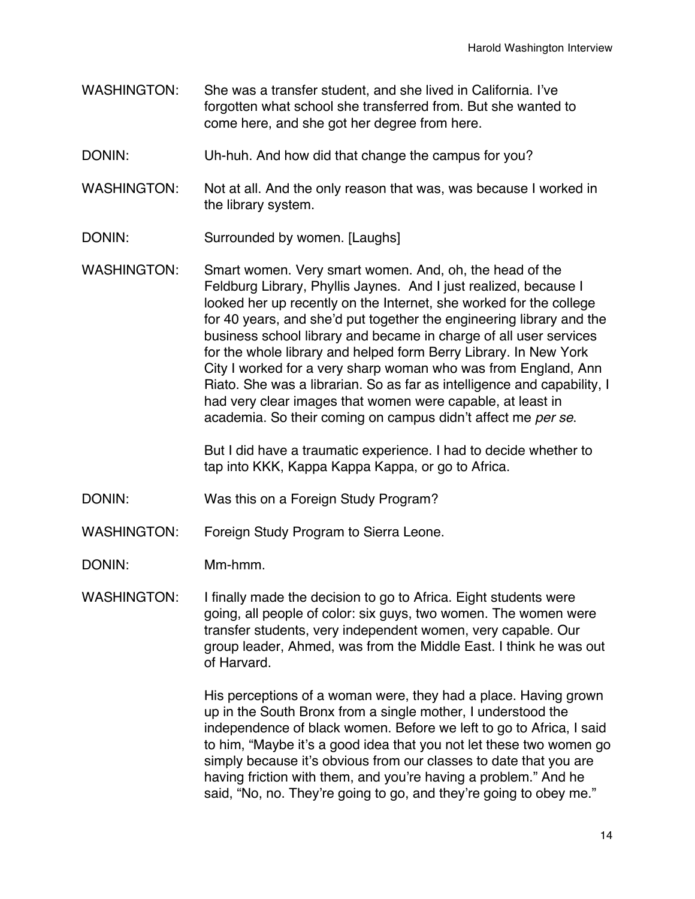WASHINGTON: She was a transfer student, and she lived in California. I've forgotten what school she transferred from. But she wanted to come here, and she got her degree from here.

DONIN: Uh-huh. And how did that change the campus for you?

WASHINGTON: Not at all. And the only reason that was, was because I worked in the library system.

DONIN: Surrounded by women. [Laughs]

WASHINGTON: Smart women. Very smart women. And, oh, the head of the Feldburg Library, Phyllis Jaynes. And I just realized, because I looked her up recently on the Internet, she worked for the college for 40 years, and she'd put together the engineering library and the business school library and became in charge of all user services for the whole library and helped form Berry Library. In New York City I worked for a very sharp woman who was from England, Ann Riato. She was a librarian. So as far as intelligence and capability, I had very clear images that women were capable, at least in academia. So their coming on campus didn't affect me *per se*.

But I did have a traumatic experience. I had to decide whether to tap into KKK, Kappa Kappa Kappa, or go to Africa.

DONIN: Was this on a Foreign Study Program?

WASHINGTON: Foreign Study Program to Sierra Leone.

DONIN: Mm-hmm.

WASHINGTON: I finally made the decision to go to Africa. Eight students were going, all people of color: six guys, two women. The women were transfer students, very independent women, very capable. Our group leader, Ahmed, was from the Middle East. I think he was out of Harvard.

His perceptions of a woman were, they had a place. Having grown up in the South Bronx from a single mother, I understood the independence of black women. Before we left to go to Africa, I said to him, "Maybe it's a good idea that you not let these two women go simply because it's obvious from our classes to date that you are having friction with them, and you're having a problem." And he said, "No, no. They're going to go, and they're going to obey me."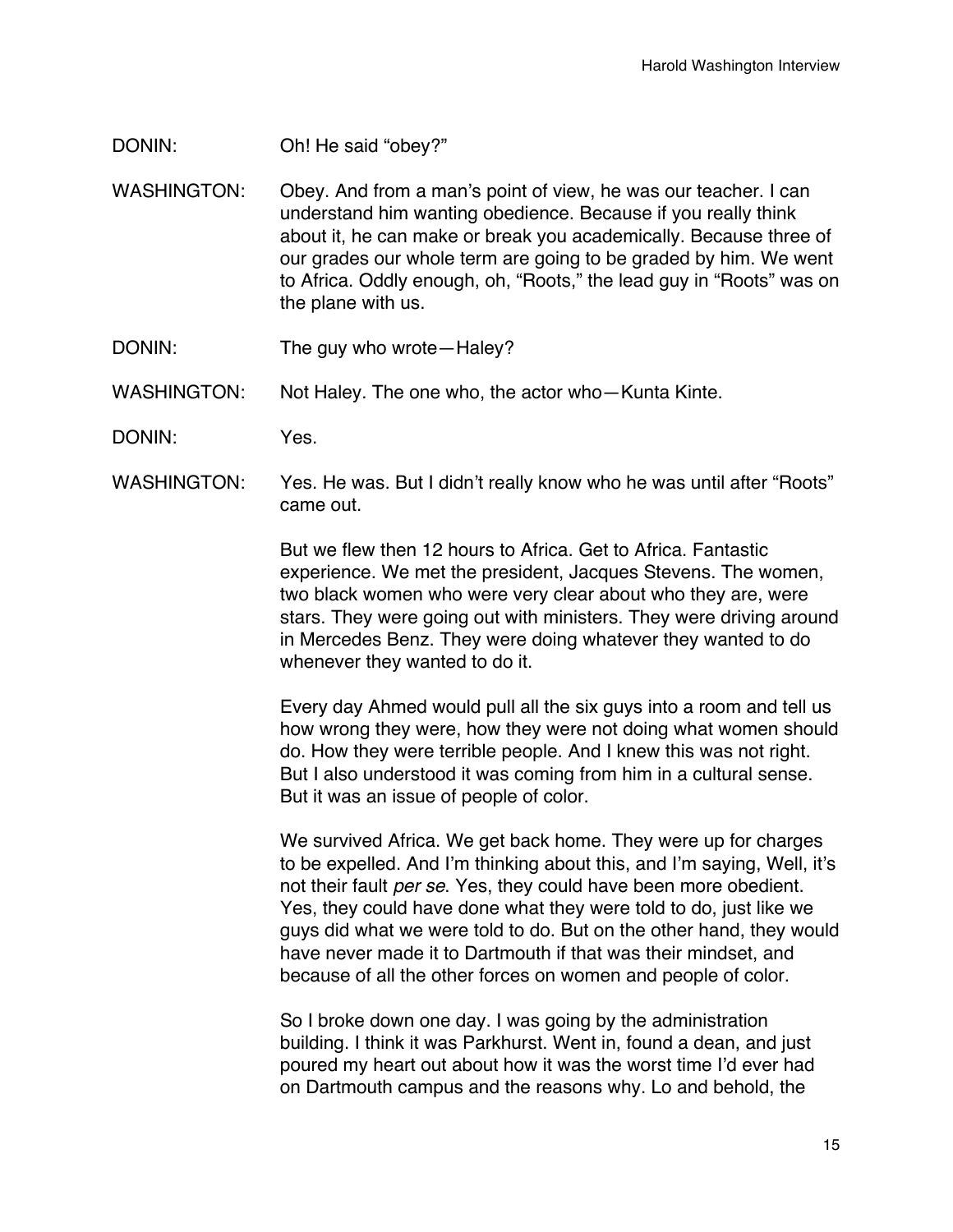DONIN: Oh! He said "obey?"

WASHINGTON: Obey. And from a man's point of view, he was our teacher. I can understand him wanting obedience. Because if you really think about it, he can make or break you academically. Because three of our grades our whole term are going to be graded by him. We went to Africa. Oddly enough, oh, "Roots," the lead guy in "Roots" was on the plane with us.

DONIN: The guy who wrote—Haley?

WASHINGTON: Not Haley. The one who, the actor who—Kunta Kinte.

DONIN: Yes.

WASHINGTON: Yes. He was. But I didn't really know who he was until after "Roots" came out.

But we flew then 12 hours to Africa. Get to Africa. Fantastic experience. We met the president, Jacques Stevens. The women, two black women who were very clear about who they are, were stars. They were going out with ministers. They were driving around in Mercedes Benz. They were doing whatever they wanted to do whenever they wanted to do it.

Every day Ahmed would pull all the six guys into a room and tell us how wrong they were, how they were not doing what women should do. How they were terrible people. And I knew this was not right. But I also understood it was coming from him in a cultural sense. But it was an issue of people of color.

We survived Africa. We get back home. They were up for charges to be expelled. And I'm thinking about this, and I'm saying, Well, it's not their fault *per se*. Yes, they could have been more obedient. Yes, they could have done what they were told to do, just like we guys did what we were told to do. But on the other hand, they would have never made it to Dartmouth if that was their mindset, and because of all the other forces on women and people of color.

So I broke down one day. I was going by the administration building. I think it was Parkhurst. Went in, found a dean, and just poured my heart out about how it was the worst time I'd ever had on Dartmouth campus and the reasons why. Lo and behold, the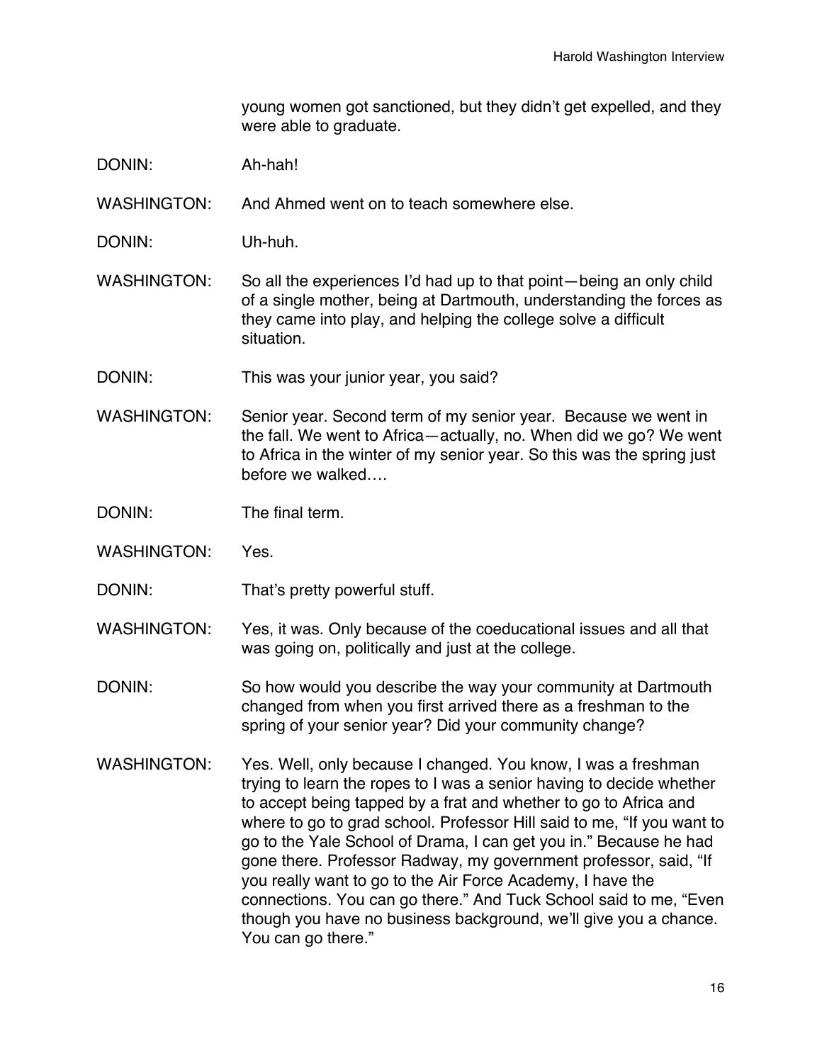young women got sanctioned, but they didn't get expelled, and they were able to graduate.

DONIN: Ah-hah!

WASHINGTON: And Ahmed went on to teach somewhere else.

DONIN: Uh-huh.

WASHINGTON: So all the experiences I'd had up to that point—being an only child of a single mother, being at Dartmouth, understanding the forces as they came into play, and helping the college solve a difficult situation.

DONIN: This was your junior year, you said?

WASHINGTON: Senior year. Second term of my senior year. Because we went in the fall. We went to Africa—actually, no. When did we go? We went to Africa in the winter of my senior year. So this was the spring just before we walked….

DONIN: The final term.

WASHINGTON: Yes.

DONIN: That's pretty powerful stuff.

WASHINGTON: Yes, it was. Only because of the coeducational issues and all that was going on, politically and just at the college.

DONIN: So how would you describe the way your community at Dartmouth changed from when you first arrived there as a freshman to the spring of your senior year? Did your community change?

WASHINGTON: Yes. Well, only because I changed. You know, I was a freshman trying to learn the ropes to I was a senior having to decide whether to accept being tapped by a frat and whether to go to Africa and where to go to grad school. Professor Hill said to me, "If you want to go to the Yale School of Drama, I can get you in." Because he had gone there. Professor Radway, my government professor, said, "If you really want to go to the Air Force Academy, I have the connections. You can go there." And Tuck School said to me, "Even though you have no business background, we'll give you a chance. You can go there."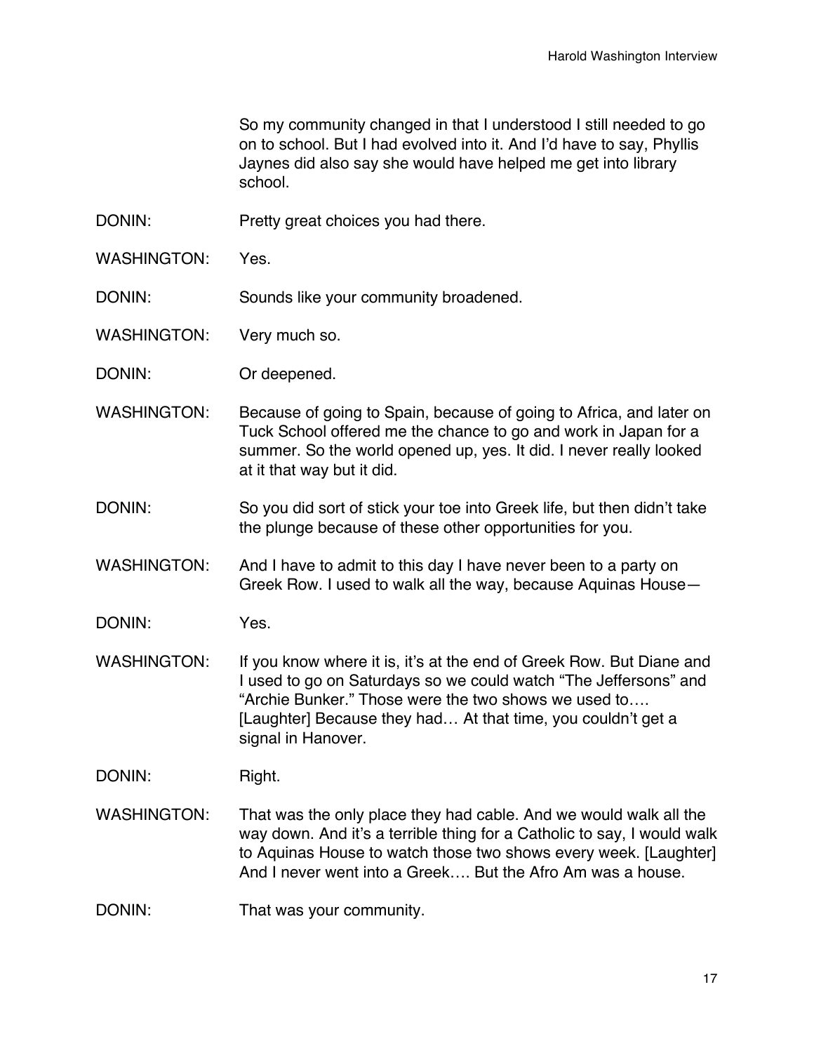So my community changed in that I understood I still needed to go on to school. But I had evolved into it. And I'd have to say, Phyllis Jaynes did also say she would have helped me get into library school.

DONIN: Pretty great choices you had there.

WASHINGTON: Yes.

DONIN: Sounds like your community broadened.

WASHINGTON: Very much so.

DONIN: Or deepened.

WASHINGTON: Because of going to Spain, because of going to Africa, and later on Tuck School offered me the chance to go and work in Japan for a summer. So the world opened up, yes. It did. I never really looked at it that way but it did.

DONIN: So you did sort of stick your toe into Greek life, but then didn't take the plunge because of these other opportunities for you.

WASHINGTON: And I have to admit to this day I have never been to a party on Greek Row. I used to walk all the way, because Aquinas House—

DONIN: Yes.

WASHINGTON: If you know where it is, it's at the end of Greek Row. But Diane and I used to go on Saturdays so we could watch "The Jeffersons" and "Archie Bunker." Those were the two shows we used to…. [Laughter] Because they had… At that time, you couldn't get a signal in Hanover.

DONIN: Right.

WASHINGTON: That was the only place they had cable. And we would walk all the way down. And it's a terrible thing for a Catholic to say, I would walk to Aquinas House to watch those two shows every week. [Laughter] And I never went into a Greek…. But the Afro Am was a house.

DONIN: That was your community.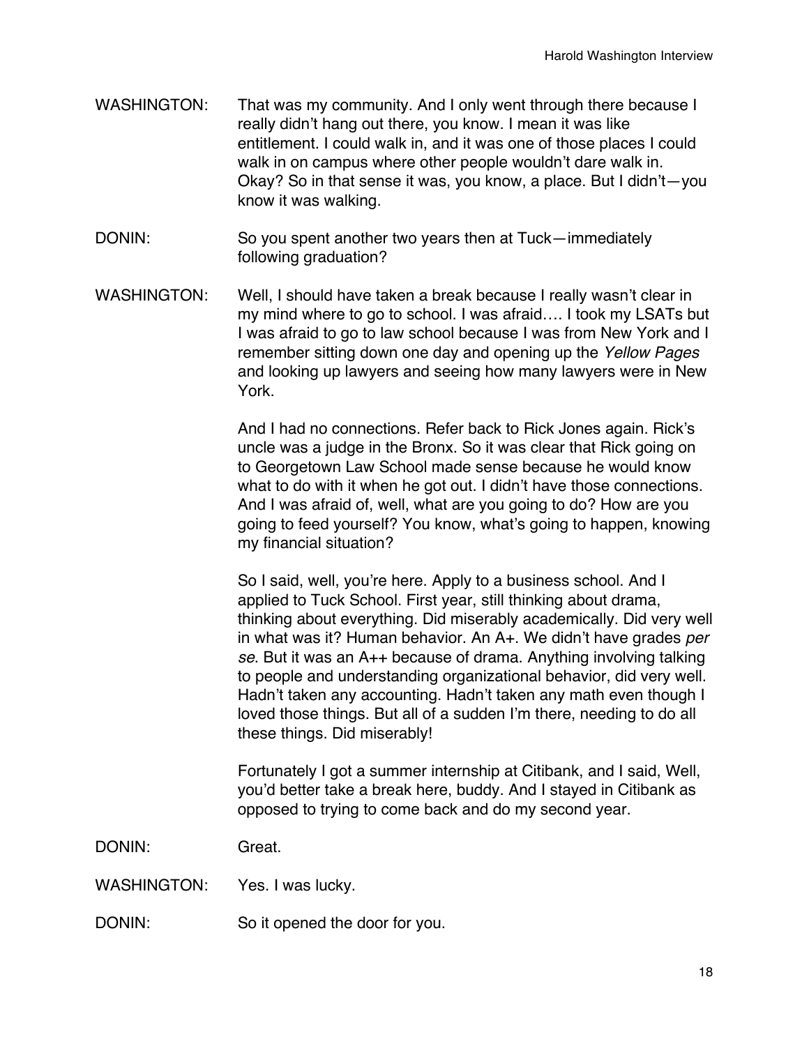WASHINGTON: That was my community. And I only went through there because I really didn't hang out there, you know. I mean it was like entitlement. I could walk in, and it was one of those places I could walk in on campus where other people wouldn't dare walk in. Okay? So in that sense it was, you know, a place. But I didn't—you know it was walking.

DONIN: So you spent another two years then at Tuck—immediately following graduation?

WASHINGTON: Well, I should have taken a break because I really wasn't clear in my mind where to go to school. I was afraid…. I took my LSATs but I was afraid to go to law school because I was from New York and I remember sitting down one day and opening up the *Yellow Pages* and looking up lawyers and seeing how many lawyers were in New York.

And I had no connections. Refer back to Rick Jones again. Rick's uncle was a judge in the Bronx. So it was clear that Rick going on to Georgetown Law School made sense because he would know what to do with it when he got out. I didn't have those connections. And I was afraid of, well, what are you going to do? How are you going to feed yourself? You know, what's going to happen, knowing my financial situation?

So I said, well, you're here. Apply to a business school. And I applied to Tuck School. First year, still thinking about drama, thinking about everything. Did miserably academically. Did very well in what was it? Human behavior. An A+. We didn't have grades *per se*. But it was an A++ because of drama. Anything involving talking to people and understanding organizational behavior, did very well. Hadn't taken any accounting. Hadn't taken any math even though I loved those things. But all of a sudden I'm there, needing to do all these things. Did miserably!

Fortunately I got a summer internship at Citibank, and I said, Well, you'd better take a break here, buddy. And I stayed in Citibank as opposed to trying to come back and do my second year.

DONIN: Great.

WASHINGTON: Yes. I was lucky.

DONIN: So it opened the door for you.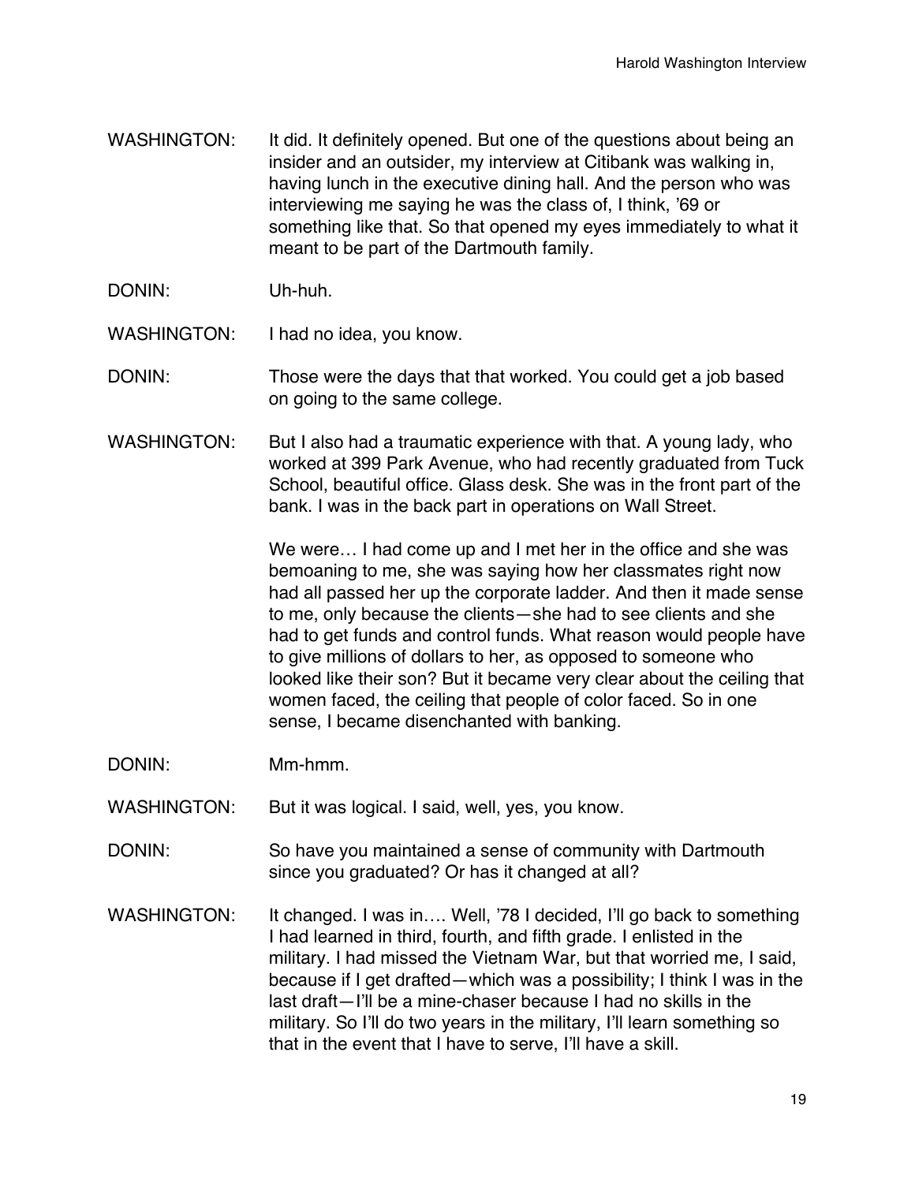WASHINGTON: It did. It definitely opened. But one of the questions about being an insider and an outsider, my interview at Citibank was walking in, having lunch in the executive dining hall. And the person who was interviewing me saying he was the class of, I think, '69 or something like that. So that opened my eyes immediately to what it meant to be part of the Dartmouth family.

DONIN: Uh-huh.

WASHINGTON: I had no idea, you know.

DONIN: Those were the days that that worked. You could get a job based on going to the same college.

WASHINGTON: But I also had a traumatic experience with that. A young lady, who worked at 399 Park Avenue, who had recently graduated from Tuck School, beautiful office. Glass desk. She was in the front part of the bank. I was in the back part in operations on Wall Street.

We were… I had come up and I met her in the office and she was bemoaning to me, she was saying how her classmates right now had all passed her up the corporate ladder. And then it made sense to me, only because the clients—she had to see clients and she had to get funds and control funds. What reason would people have to give millions of dollars to her, as opposed to someone who looked like their son? But it became very clear about the ceiling that women faced, the ceiling that people of color faced. So in one sense, I became disenchanted with banking.

DONIN: Mm-hmm.

WASHINGTON: But it was logical. I said, well, yes, you know.

DONIN: So have you maintained a sense of community with Dartmouth since you graduated? Or has it changed at all?

WASHINGTON: It changed. I was in…. Well, '78 I decided, I'll go back to something I had learned in third, fourth, and fifth grade. I enlisted in the military. I had missed the Vietnam War, but that worried me, I said, because if I get drafted—which was a possibility; I think I was in the last draft—I'll be a mine-chaser because I had no skills in the military. So I'll do two years in the military, I'll learn something so that in the event that I have to serve, I'll have a skill.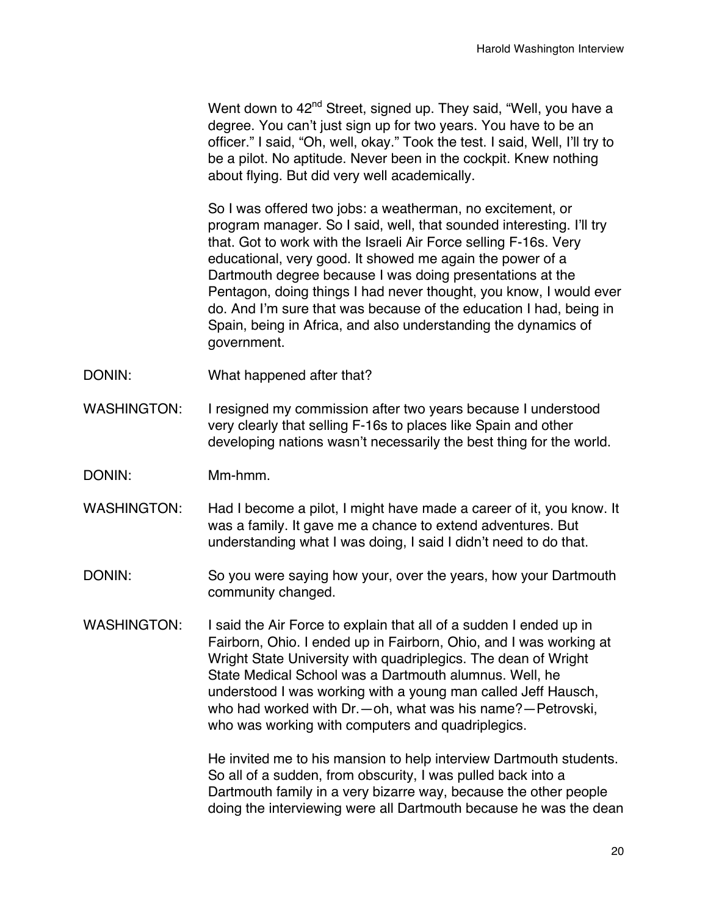Went down to 42nd Street, signed up. They said, "Well, you have a degree. You can't just sign up for two years. You have to be an officer." I said, "Oh, well, okay." Took the test. I said, Well, I'll try to be a pilot. No aptitude. Never been in the cockpit. Knew nothing about flying. But did very well academically.

So I was offered two jobs: a weatherman, no excitement, or program manager. So I said, well, that sounded interesting. I'll try that. Got to work with the Israeli Air Force selling F-16s. Very educational, very good. It showed me again the power of a Dartmouth degree because I was doing presentations at the Pentagon, doing things I had never thought, you know, I would ever do. And I'm sure that was because of the education I had, being in Spain, being in Africa, and also understanding the dynamics of government.

DONIN: What happened after that?

WASHINGTON: I resigned my commission after two years because I understood very clearly that selling F-16s to places like Spain and other developing nations wasn't necessarily the best thing for the world.

DONIN: Mm-hmm.

WASHINGTON: Had I become a pilot, I might have made a career of it, you know. It was a family. It gave me a chance to extend adventures. But understanding what I was doing, I said I didn't need to do that.

DONIN: So you were saying how your, over the years, how your Dartmouth community changed.

WASHINGTON: I said the Air Force to explain that all of a sudden I ended up in Fairborn, Ohio. I ended up in Fairborn, Ohio, and I was working at Wright State University with quadriplegics. The dean of Wright State Medical School was a Dartmouth alumnus. Well, he understood I was working with a young man called Jeff Hausch, who had worked with Dr.—oh, what was his name?—Petrovski, who was working with computers and quadriplegics.

He invited me to his mansion to help interview Dartmouth students. So all of a sudden, from obscurity, I was pulled back into a Dartmouth family in a very bizarre way, because the other people doing the interviewing were all Dartmouth because he was the dean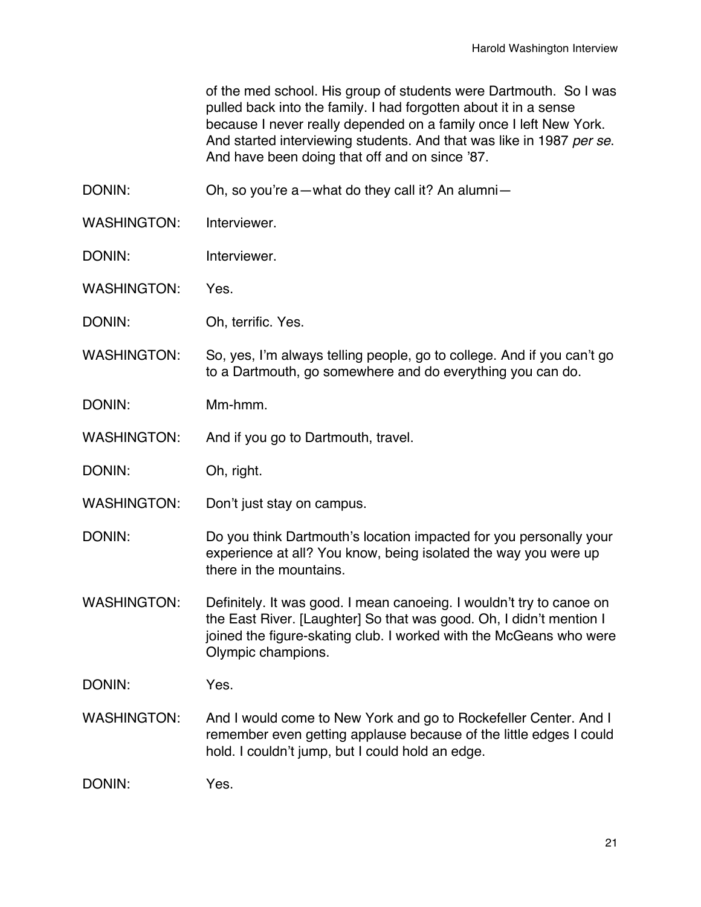of the med school. His group of students were Dartmouth. So I was pulled back into the family. I had forgotten about it in a sense because I never really depended on a family once I left New York. And started interviewing students. And that was like in 1987 *per se*. And have been doing that off and on since '87.

DONIN: Oh, so you're a—what do they call it? An alumni—

WASHINGTON: Interviewer.

DONIN: Interviewer.

WASHINGTON: Yes.

DONIN: Oh, terrific. Yes.

WASHINGTON: So, yes, I'm always telling people, go to college. And if you can't go to a Dartmouth, go somewhere and do everything you can do.

DONIN: Mm-hmm.

WASHINGTON: And if you go to Dartmouth, travel.

DONIN: Oh, right.

WASHINGTON: Don't just stay on campus.

DONIN: Do you think Dartmouth's location impacted for you personally your experience at all? You know, being isolated the way you were up there in the mountains.

WASHINGTON: Definitely. It was good. I mean canoeing. I wouldn't try to canoe on the East River. [Laughter] So that was good. Oh, I didn't mention I joined the figure-skating club. I worked with the McGeans who were Olympic champions.

DONIN: Yes.

WASHINGTON: And I would come to New York and go to Rockefeller Center. And I remember even getting applause because of the little edges I could hold. I couldn't jump, but I could hold an edge.

DONIN: Yes.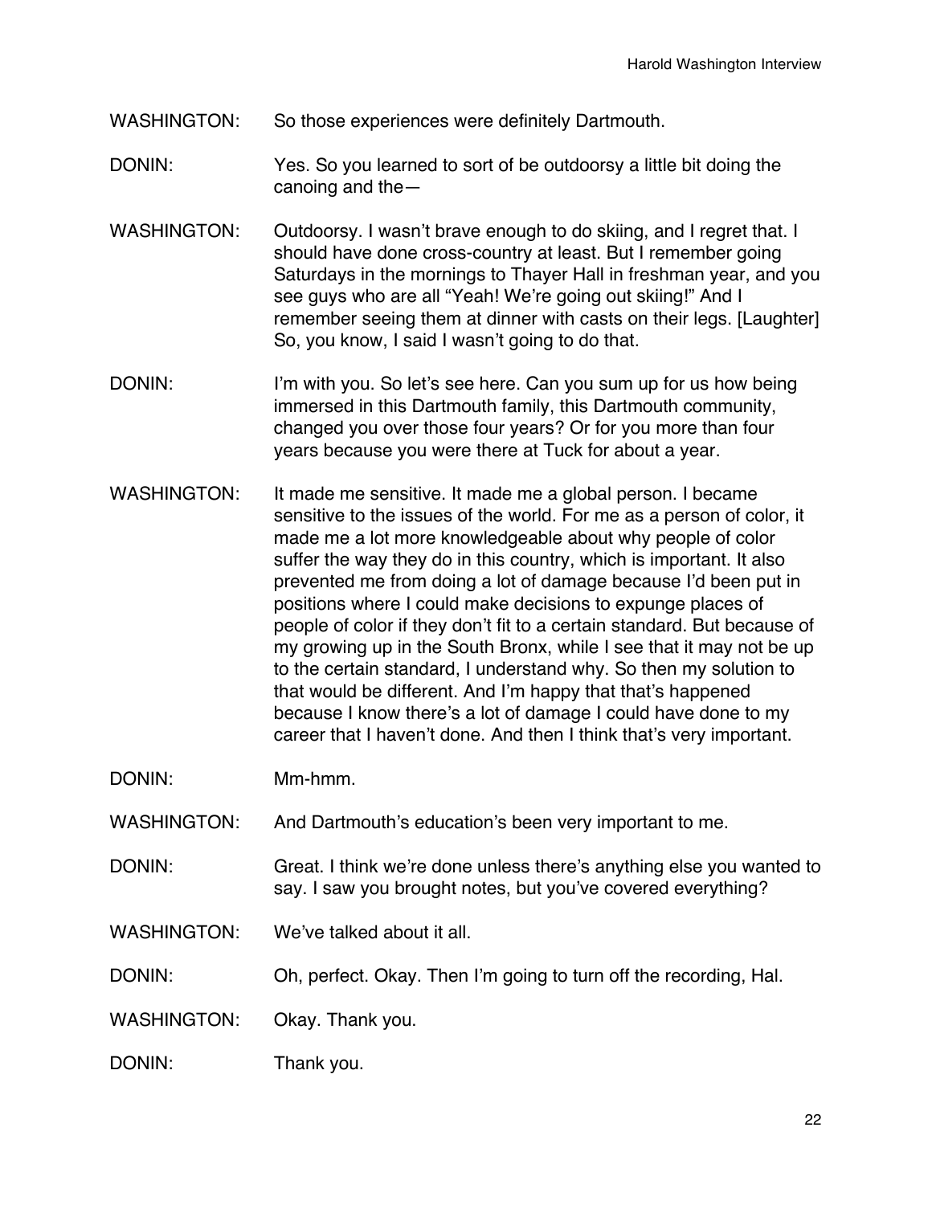WASHINGTON: So those experiences were definitely Dartmouth.

DONIN: Yes. So you learned to sort of be outdoorsy a little bit doing the canoing and the—

WASHINGTON: Outdoorsy. I wasn't brave enough to do skiing, and I regret that. I should have done cross-country at least. But I remember going Saturdays in the mornings to Thayer Hall in freshman year, and you see guys who are all "Yeah! We're going out skiing!" And I remember seeing them at dinner with casts on their legs. [Laughter] So, you know, I said I wasn't going to do that.

DONIN: I'm with you. So let's see here. Can you sum up for us how being immersed in this Dartmouth family, this Dartmouth community, changed you over those four years? Or for you more than four years because you were there at Tuck for about a year.

WASHINGTON: It made me sensitive. It made me a global person. I became sensitive to the issues of the world. For me as a person of color, it made me a lot more knowledgeable about why people of color suffer the way they do in this country, which is important. It also prevented me from doing a lot of damage because I'd been put in positions where I could make decisions to expunge places of people of color if they don't fit to a certain standard. But because of my growing up in the South Bronx, while I see that it may not be up to the certain standard, I understand why. So then my solution to that would be different. And I'm happy that that's happened because I know there's a lot of damage I could have done to my career that I haven't done. And then I think that's very important.

DONIN: Mm-hmm.

WASHINGTON: And Dartmouth's education's been very important to me.

DONIN: Great. I think we're done unless there's anything else you wanted to say. I saw you brought notes, but you've covered everything?

WASHINGTON: We've talked about it all.

DONIN: Oh, perfect. Okay. Then I'm going to turn off the recording, Hal.

WASHINGTON: Okay. Thank you.

DONIN: Thank you.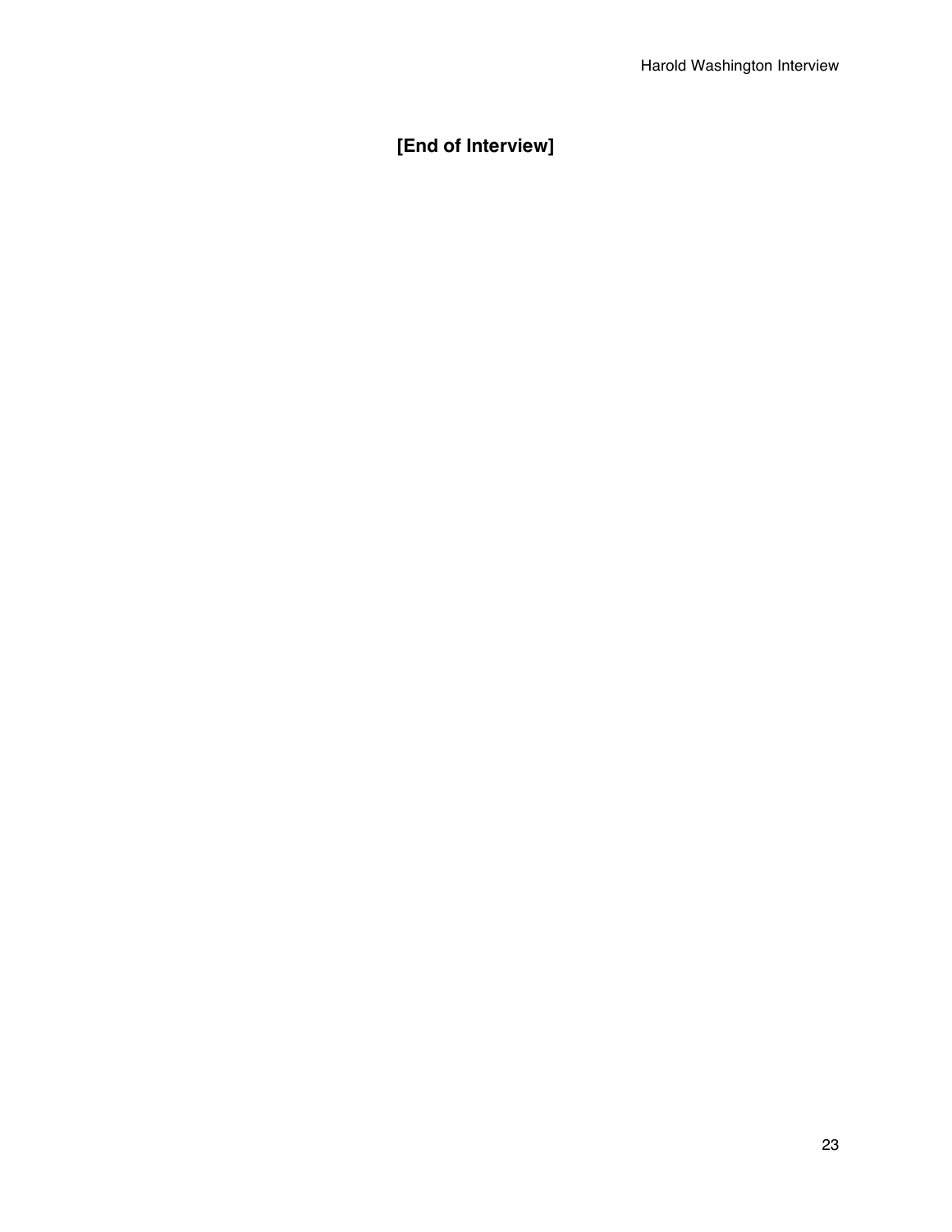**[End of Interview]**